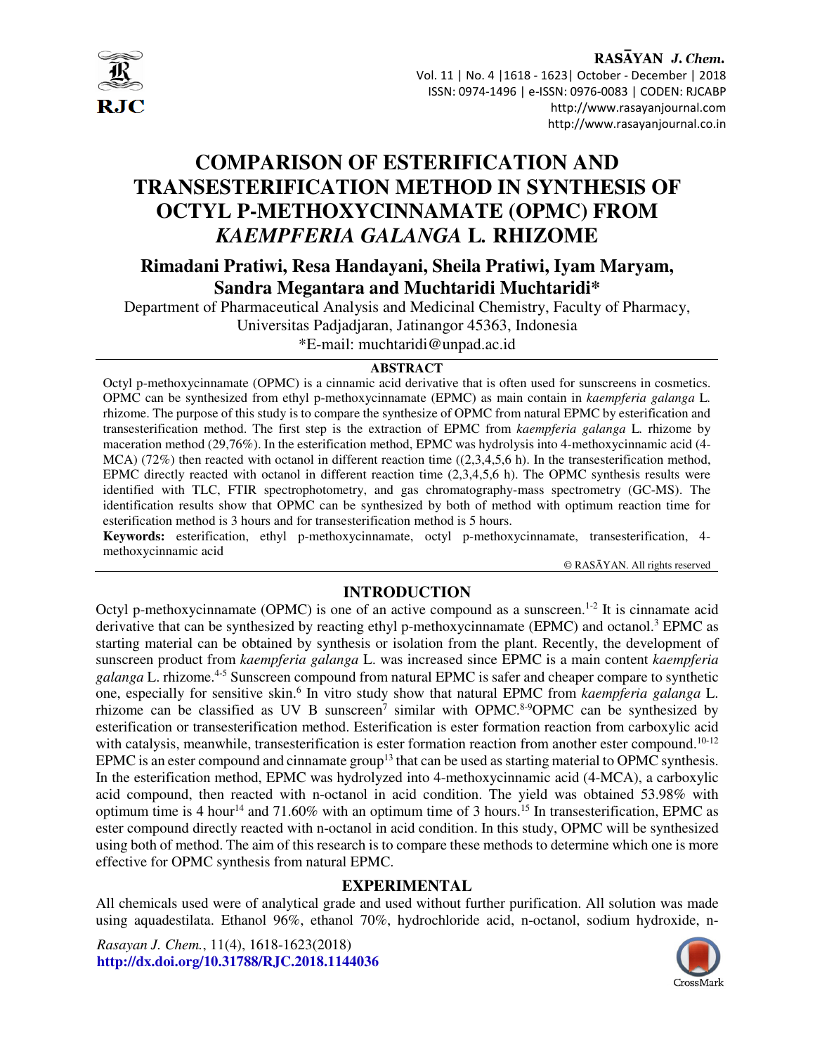# COMPARISON OF ESTERIFICATION AND TRANSESTERIFICATION METHOD IN SYNTHESIS OF OCTYL P-METHOXYCINNAMATE (OPMC) FROM *KAEMPFERIA GALANGA* L. RHIZOME

**Rimadani Pratiwi, Resa Handayani, Sheila Pratiwi, Iyam Maryam, Sandra Megantara and Muchtaridi Muchtaridi***

Department of Pharmaceutical Analysis and Medicinal Chemistry, Faculty of Pharmacy, Universitas Padjadjaran, Jatinangor 45363, Indonesia

*E-mail: muchtaridi@unpad.ac.id

## ABSTRACT

Octyl p-methoxycinnamate (OPMC) is a cinnamic acid derivative that is often used for sunscreens in cosmetics. OPMC can be synthesized from ethyl p-methoxycinnamate (EPMC) as main contain in *kaempferia galanga* L. rhizome. The purpose of this study is to compare the synthesize of OPMC from natural EPMC by esterification and transesterification method. The first step is the extraction of EPMC from *kaempferia galanga* L. rhizome by maceration method (29,76%). In the esterification method, EPMC was hydrolysis into 4-methoxycinnamic acid (4-MCA) (72%) then reacted with octanol in different reaction time ((2,3,4,5,6 h). In the transesterification method, EPMC directly reacted with octanol in different reaction time (2,3,4,5,6 h). The OPMC synthesis results were identified with TLC, FTIR spectrophotometry, and gas chromatography-mass spectrometry (GC-MS). The identification results show that OPMC can be synthesized by both of method with optimum reaction time for esterification method is 3 hours and for transesterification method is 5 hours.

**Keywords:** esterification, ethyl p-methoxycinnamate, octyl p-methoxycinnamate, transesterification, 4-methoxycinnamic acid

© RASĀYAN. All rights reserved

## INTRODUCTION

Octyl p-methoxycinnamate (OPMC) is one of an active compound as a sunscreen.[1-2] It is cinnamate acid derivative that can be synthesized by reacting ethyl p-methoxycinnamate (EPMC) and octanol.[3] EPMC as starting material can be obtained by synthesis or isolation from the plant. Recently, the development of sunscreen product from *kaempferia galanga* L. was increased since EPMC is a main content *kaempferia galanga* L. rhizome.[4-5] Sunscreen compound from natural EPMC is safer and cheaper compare to synthetic one, especially for sensitive skin.[6] In vitro study show that natural EPMC from *kaempferia galanga* L. rhizome can be classified as UV B sunscreen[7] similar with OPMC.[8-9]OPMC can be synthesized by esterification or transesterification method. Esterification is ester formation reaction from carboxylic acid with catalysis, meanwhile, transesterification is ester formation reaction from another ester compound.[10-12] EPMC is an ester compound and cinnamate group[13] that can be used as starting material to OPMC synthesis. In the esterification method, EPMC was hydrolyzed into 4-methoxycinnamic acid (4-MCA), a carboxylic acid compound, then reacted with n-octanol in acid condition. The yield was obtained 53.98% with optimum time is 4 hour[14] and 71.60% with an optimum time of 3 hours.[15] In transesterification, EPMC as ester compound directly reacted with n-octanol in acid condition. In this study, OPMC will be synthesized using both of method. The aim of this research is to compare these methods to determine which one is more effective for OPMC synthesis from natural EPMC.

## EXPERIMENTAL

All chemicals used were of analytical grade and used without further purification. All solution was made using aquadestilata. Ethanol 96%, ethanol 70%, hydrochloride acid, n-octanol, sodium hydroxide, n-

*Rasayan J. Chem.*, 11(4), 1618-1623(2018)
**http://dx.doi.org/10.31788/RJC.2018.1144036**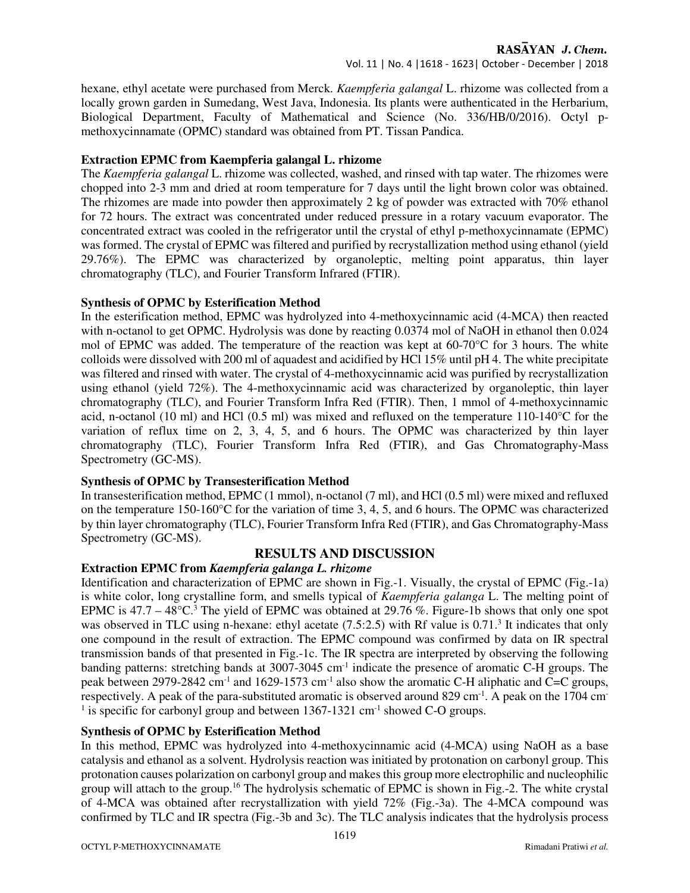hexane, ethyl acetate were purchased from Merck. *Kaempferia galangal* L. rhizome was collected from a locally grown garden in Sumedang, West Java, Indonesia. Its plants were authenticated in the Herbarium, Biological Department, Faculty of Mathematical and Science (No. 336/HB/0/2016). Octyl p-methoxycinnamate (OPMC) standard was obtained from PT. Tissan Pandica.

**Extraction EPMC from Kaempferia galangal L. rhizome**

The *Kaempferia galangal* L. rhizome was collected, washed, and rinsed with tap water. The rhizomes were chopped into 2-3 mm and dried at room temperature for 7 days until the light brown color was obtained. The rhizomes are made into powder then approximately 2 kg of powder was extracted with 70% ethanol for 72 hours. The extract was concentrated under reduced pressure in a rotary vacuum evaporator. The concentrated extract was cooled in the refrigerator until the crystal of ethyl p-methoxycinnamate (EPMC) was formed. The crystal of EPMC was filtered and purified by recrystallization method using ethanol (yield 29.76%). The EPMC was characterized by organoleptic, melting point apparatus, thin layer chromatography (TLC), and Fourier Transform Infrared (FTIR).

**Synthesis of OPMC by Esterification Method**

In the esterification method, EPMC was hydrolyzed into 4-methoxycinnamic acid (4-MCA) then reacted with n-octanol to get OPMC. Hydrolysis was done by reacting 0.0374 mol of NaOH in ethanol then 0.024 mol of EPMC was added. The temperature of the reaction was kept at 60-70°C for 3 hours. The white colloids were dissolved with 200 ml of aquadest and acidified by HCl 15% until pH 4. The white precipitate was filtered and rinsed with water. The crystal of 4-methoxycinnamic acid was purified by recrystallization using ethanol (yield 72%). The 4-methoxycinnamic acid was characterized by organoleptic, thin layer chromatography (TLC), and Fourier Transform Infra Red (FTIR). Then, 1 mmol of 4-methoxycinnamic acid, n-octanol (10 ml) and HCl (0.5 ml) was mixed and refluxed on the temperature 110-140°C for the variation of reflux time on 2, 3, 4, 5, and 6 hours. The OPMC was characterized by thin layer chromatography (TLC), Fourier Transform Infra Red (FTIR), and Gas Chromatography-Mass Spectrometry (GC-MS).

**Synthesis of OPMC by Transesterification Method**

In transesterification method, EPMC (1 mmol), n-octanol (7 ml), and HCl (0.5 ml) were mixed and refluxed on the temperature 150-160°C for the variation of time 3, 4, 5, and 6 hours. The OPMC was characterized by thin layer chromatography (TLC), Fourier Transform Infra Red (FTIR), and Gas Chromatography-Mass Spectrometry (GC-MS).

## RESULTS AND DISCUSSION

**Extraction EPMC from *Kaempferia galanga L. rhizome***

Identification and characterization of EPMC are shown in Fig.-1. Visually, the crystal of EPMC (Fig.-1a) is white color, long crystalline form, and smells typical of *Kaempferia galanga* L. The melting point of EPMC is 47.7 – 48°C.[3] The yield of EPMC was obtained at 29.76 %. Figure-1b shows that only one spot was observed in TLC using n-hexane: ethyl acetate (7.5:2.5) with Rf value is 0.71.[3] It indicates that only one compound in the result of extraction. The EPMC compound was confirmed by data on IR spectral transmission bands of that presented in Fig.-1c. The IR spectra are interpreted by observing the following banding patterns: stretching bands at 3007-3045 $cm^{-1}$ indicate the presence of aromatic C-H groups. The peak between 2979-2842 $cm^{-1}$ and 1629-1573 $cm^{-1}$ also show the aromatic C-H aliphatic and C=C groups, respectively. A peak of the para-substituted aromatic is observed around 829 $cm^{-1}$. A peak on the 1704 $cm^{-1}$ is specific for carbonyl group and between 1367-1321 $cm^{-1}$ showed C-O groups.

**Synthesis of OPMC by Esterification Method**

In this method, EPMC was hydrolyzed into 4-methoxycinnamic acid (4-MCA) using NaOH as a base catalysis and ethanol as a solvent. Hydrolysis reaction was initiated by protonation on carbonyl group. This protonation causes polarization on carbonyl group and makes this group more electrophilic and nucleophilic group will attach to the group.[16] The hydrolysis schematic of EPMC is shown in Fig.-2. The white crystal of 4-MCA was obtained after recrystallization with yield 72% (Fig.-3a). The 4-MCA compound was confirmed by TLC and IR spectra (Fig.-3b and 3c). The TLC analysis indicates that the hydrolysis process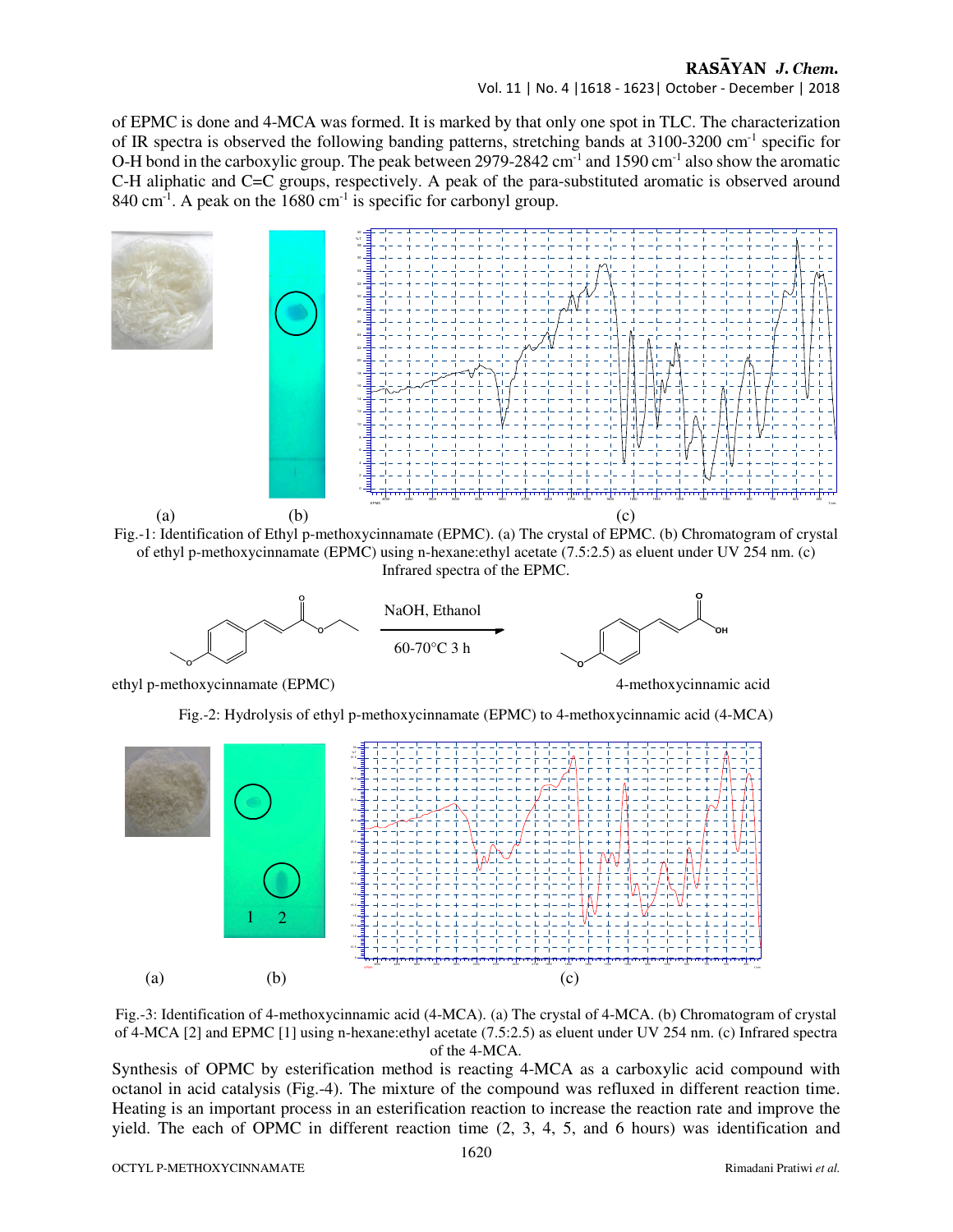of EPMC is done and 4-MCA was formed. It is marked by that only one spot in TLC. The characterization of IR spectra is observed the following banding patterns, stretching bands at 3100-3200 cm$^{-1}$ specific for O-H bond in the carboxylic group. The peak between 2979-2842 cm$^{-1}$ and 1590 cm$^{-1}$ also show the aromatic C-H aliphatic and C=C groups, respectively. A peak of the para-substituted aromatic is observed around 840 cm$^{-1}$. A peak on the 1680 cm$^{-1}$ is specific for carbonyl group.

(a) (b) (c)

Fig.-1: Identification of Ethyl p-methoxycinnamate (EPMC). (a) The crystal of EPMC. (b) Chromatogram of crystal of ethyl p-methoxycinnamate (EPMC) using n-hexane:ethyl acetate (7.5:2.5) as eluent under UV 254 nm. (c) Infrared spectra of the EPMC.

ethyl p-methoxycinnamate (EPMC) → NaOH, Ethanol, 60-70°C 3 h → 4-methoxycinnamic acid

Fig.-2: Hydrolysis of ethyl p-methoxycinnamate (EPMC) to 4-methoxycinnamic acid (4-MCA)

(a) (b) (c)

Fig.-3: Identification of 4-methoxycinnamic acid (4-MCA). (a) The crystal of 4-MCA. (b) Chromatogram of crystal of 4-MCA [2] and EPMC [1] using n-hexane:ethyl acetate (7.5:2.5) as eluent under UV 254 nm. (c) Infrared spectra of the 4-MCA.

Synthesis of OPMC by esterification method is reacting 4-MCA as a carboxylic acid compound with octanol in acid catalysis (Fig.-4). The mixture of the compound was refluxed in different reaction time. Heating is an important process in an esterification reaction to increase the reaction rate and improve the yield. The each of OPMC in different reaction time (2, 3, 4, 5, and 6 hours) was identification and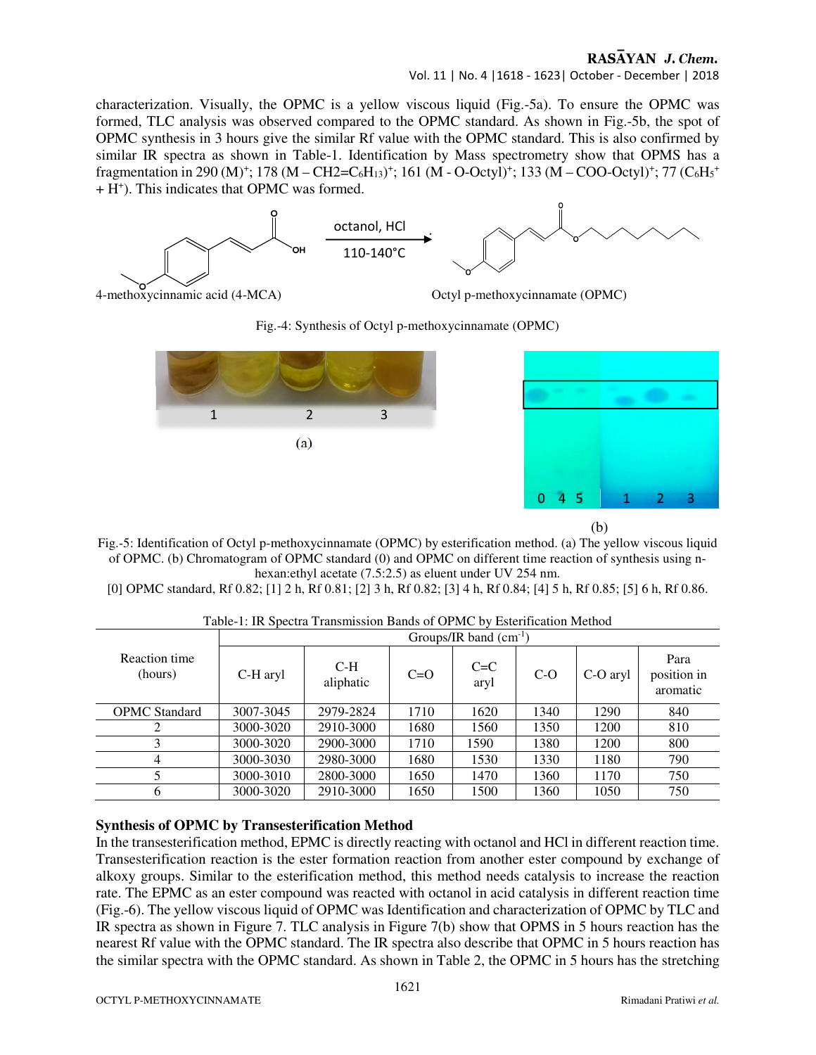characterization. Visually, the OPMC is a yellow viscous liquid (Fig.-5a). To ensure the OPMC was formed, TLC analysis was observed compared to the OPMC standard. As shown in Fig.-5b, the spot of OPMC synthesis in 3 hours give the similar Rf value with the OPMC standard. This is also confirmed by similar IR spectra as shown in Table-1. Identification by Mass spectrometry show that OPMS has a fragmentation in 290 $(M)^+$; 178 $(M - CH2{=}C_6H_{13})^+$; 161 $(M - O\text{-}Octyl)^+$; 133 $(M - COO\text{-}Octyl)^+$; 77 $(C_6H_5^+ + H^+)$. This indicates that OPMC was formed.

4-methoxycinnamic acid (4-MCA) —octanol, HCl, 110-140°C→ Octyl p-methoxycinnamate (OPMC)

Fig.-4: Synthesis of Octyl p-methoxycinnamate (OPMC)

(a)

(b)

Fig.-5: Identification of Octyl p-methoxycinnamate (OPMC) by esterification method. (a) The yellow viscous liquid of OPMC. (b) Chromatogram of OPMC standard (0) and OPMC on different time reaction of synthesis using n-hexan:ethyl acetate (7.5:2.5) as eluent under UV 254 nm.
[0] OPMC standard, Rf 0.82; [1] 2 h, Rf 0.81; [2] 3 h, Rf 0.82; [3] 4 h, Rf 0.84; [4] 5 h, Rf 0.85; [5] 6 h, Rf 0.86.

Table-1: IR Spectra Transmission Bands of OPMC by Esterification Method

| Reaction time (hours) | Groups/IR band ($cm^{-1}$) | | | | | | |
|---|---|---|---|---|---|---|---|
| | C-H aryl | C-H aliphatic | C=O | C=C aryl | C-O | C-O aryl | Para position in aromatic |
| OPMC Standard | 3007-3045 | 2979-2824 | 1710 | 1620 | 1340 | 1290 | 840 |
| 2 | 3000-3020 | 2910-3000 | 1680 | 1560 | 1350 | 1200 | 810 |
| 3 | 3000-3020 | 2900-3000 | 1710 | 1590 | 1380 | 1200 | 800 |
| 4 | 3000-3030 | 2980-3000 | 1680 | 1530 | 1330 | 1180 | 790 |
| 5 | 3000-3010 | 2800-3000 | 1650 | 1470 | 1360 | 1170 | 750 |
| 6 | 3000-3020 | 2910-3000 | 1650 | 1500 | 1360 | 1050 | 750 |

**Synthesis of OPMC by Transesterification Method**

In the transesterification method, EPMC is directly reacting with octanol and HCl in different reaction time. Transesterification reaction is the ester formation reaction from another ester compound by exchange of alkoxy groups. Similar to the esterification method, this method needs catalysis to increase the reaction rate. The EPMC as an ester compound was reacted with octanol in acid catalysis in different reaction time (Fig.-6). The yellow viscous liquid of OPMC was Identification and characterization of OPMC by TLC and IR spectra as shown in Figure 7. TLC analysis in Figure 7(b) show that OPMS in 5 hours reaction has the nearest Rf value with the OPMC standard. The IR spectra also describe that OPMC in 5 hours reaction has the similar spectra with the OPMC standard. As shown in Table 2, the OPMC in 5 hours has the stretching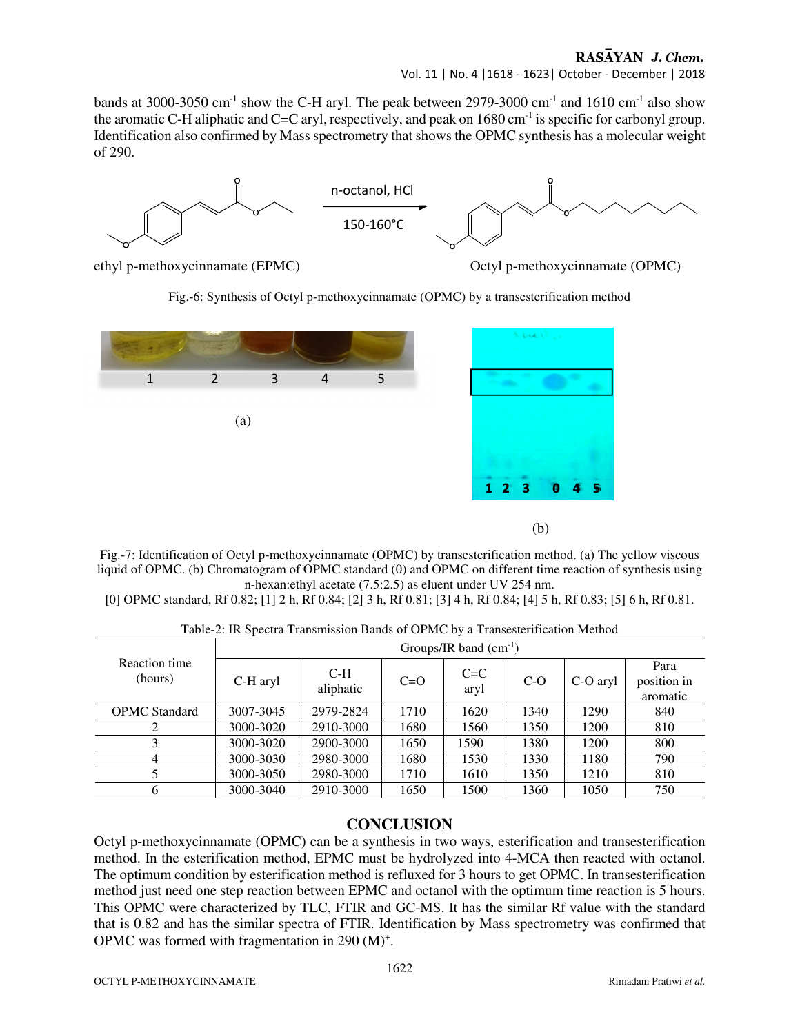bands at 3000-3050 $cm^{-1}$ show the C-H aryl. The peak between 2979-3000 $cm^{-1}$ and 1610 $cm^{-1}$ also show the aromatic C-H aliphatic and C=C aryl, respectively, and peak on 1680 $cm^{-1}$ is specific for carbonyl group. Identification also confirmed by Mass spectrometry that shows the OPMC synthesis has a molecular weight of 290.

Fig.-6: Synthesis of Octyl p-methoxycinnamate (OPMC) by a transesterification method

Fig.-7: Identification of Octyl p-methoxycinnamate (OPMC) by transesterification method. (a) The yellow viscous liquid of OPMC. (b) Chromatogram of OPMC standard (0) and OPMC on different time reaction of synthesis using n-hexan:ethyl acetate (7.5:2.5) as eluent under UV 254 nm.
[0] OPMC standard, Rf 0.82; [1] 2 h, Rf 0.84; [2] 3 h, Rf 0.81; [3] 4 h, Rf 0.84; [4] 5 h, Rf 0.83; [5] 6 h, Rf 0.81.

Table-2: IR Spectra Transmission Bands of OPMC by a Transesterification Method

| Reaction time (hours) | Groups/IR band ($cm^{-1}$) | | | | | | |
|---|---|---|---|---|---|---|---|
| | C-H aryl | C-H aliphatic | C=O | C=C aryl | C-O | C-O aryl | Para position in aromatic |
| OPMC Standard | 3007-3045 | 2979-2824 | 1710 | 1620 | 1340 | 1290 | 840 |
| 2 | 3000-3020 | 2910-3000 | 1680 | 1560 | 1350 | 1200 | 810 |
| 3 | 3000-3020 | 2900-3000 | 1650 | 1590 | 1380 | 1200 | 800 |
| 4 | 3000-3030 | 2980-3000 | 1680 | 1530 | 1330 | 1180 | 790 |
| 5 | 3000-3050 | 2980-3000 | 1710 | 1610 | 1350 | 1210 | 810 |
| 6 | 3000-3040 | 2910-3000 | 1650 | 1500 | 1360 | 1050 | 750 |

## CONCLUSION

Octyl p-methoxycinnamate (OPMC) can be a synthesis in two ways, esterification and transesterification method. In the esterification method, EPMC must be hydrolyzed into 4-MCA then reacted with octanol. The optimum condition by esterification method is refluxed for 3 hours to get OPMC. In transesterification method just need one step reaction between EPMC and octanol with the optimum time reaction is 5 hours. This OPMC were characterized by TLC, FTIR and GC-MS. It has the similar Rf value with the standard that is 0.82 and has the similar spectra of FTIR. Identification by Mass spectrometry was confirmed that OPMC was formed with fragmentation in 290 $(M)^+$.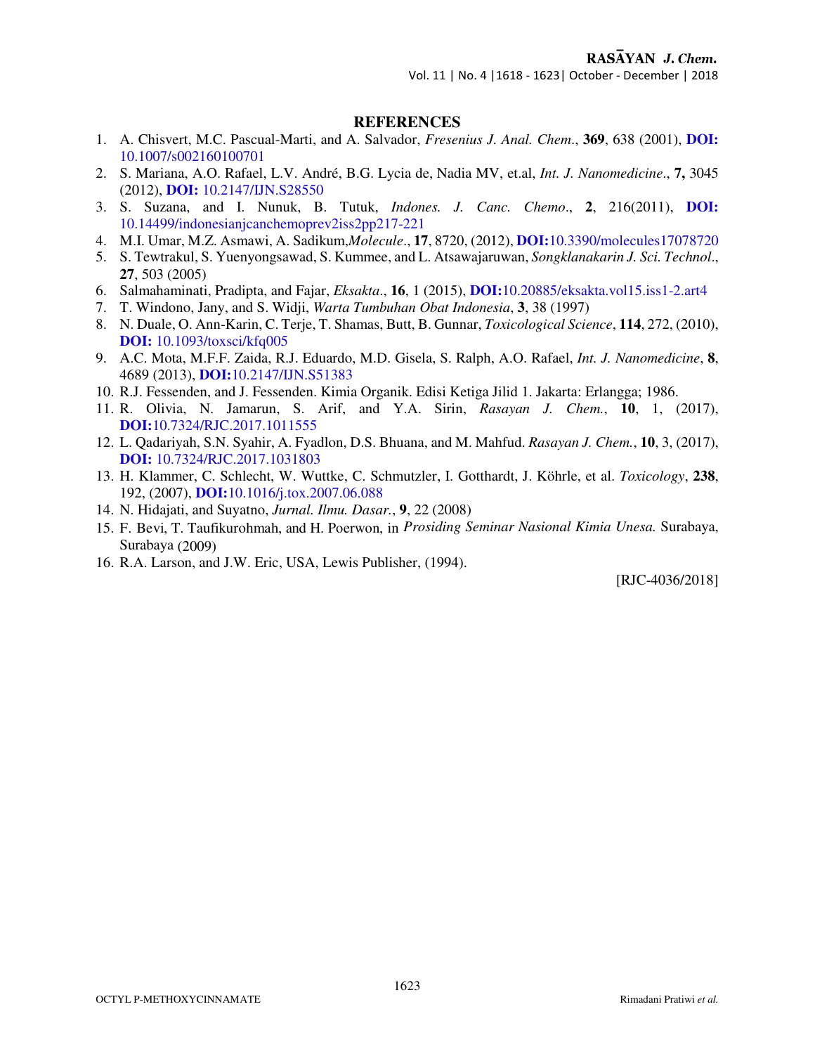## REFERENCES

1. A. Chisvert, M.C. Pascual-Marti, and A. Salvador, *Fresenius J. Anal. Chem.*, **369**, 638 (2001), **DOI:** 10.1007/s002160100701
2. S. Mariana, A.O. Rafael, L.V. André, B.G. Lycia de, Nadia MV, et.al, *Int. J. Nanomedicine*., **7,** 3045 (2012), **DOI:** 10.2147/IJN.S28550
3. S. Suzana, and I. Nunuk, B. Tutuk, *Indones. J. Canc. Chemo*., **2**, 216(2011), **DOI:** 10.14499/indonesianjcanchemoprev2iss2pp217-221
4. M.I. Umar, M.Z. Asmawi, A. Sadikum,*Molecule*., **17**, 8720, (2012), **DOI:**10.3390/molecules17078720
5. S. Tewtrakul, S. Yuenyongsawad, S. Kummee, and L. Atsawajaruwan, *Songklanakarin J. Sci. Technol*., **27**, 503 (2005)
6. Salmahaminati, Pradipta, and Fajar, *Eksakta*., **16**, 1 (2015), **DOI:**10.20885/eksakta.vol15.iss1-2.art4
7. T. Windono, Jany, and S. Widji, *Warta Tumbuhan Obat Indonesia*, **3**, 38 (1997)
8. N. Duale, O. Ann-Karin, C. Terje, T. Shamas, Butt, B. Gunnar, *Toxicological Science*, **114**, 272, (2010), **DOI:** 10.1093/toxsci/kfq005
9. A.C. Mota, M.F.F. Zaida, R.J. Eduardo, M.D. Gisela, S. Ralph, A.O. Rafael, *Int. J. Nanomedicine*, **8**, 4689 (2013), **DOI:**10.2147/IJN.S51383
10. R.J. Fessenden, and J. Fessenden. Kimia Organik. Edisi Ketiga Jilid 1. Jakarta: Erlangga; 1986.
11. R. Olivia, N. Jamarun, S. Arif, and Y.A. Sirin, *Rasayan J. Chem.*, **10**, 1, (2017), **DOI:**10.7324/RJC.2017.1011555
12. L. Qadariyah, S.N. Syahir, A. Fyadlon, D.S. Bhuana, and M. Mahfud. *Rasayan J. Chem.*, **10**, 3, (2017), **DOI:** 10.7324/RJC.2017.1031803
13. H. Klammer, C. Schlecht, W. Wuttke, C. Schmutzler, I. Gotthardt, J. Köhrle, et al. *Toxicology*, **238**, 192, (2007), **DOI:**10.1016/j.tox.2007.06.088
14. N. Hidajati, and Suyatno, *Jurnal. Ilmu. Dasar.*, **9**, 22 (2008)
15. F. Bevi, T. Taufikurohmah, and H. Poerwon, in *Prosiding Seminar Nasional Kimia Unesa.* Surabaya, Surabaya (2009)
16. R.A. Larson, and J.W. Eric, USA, Lewis Publisher, (1994).

[RJC-4036/2018]